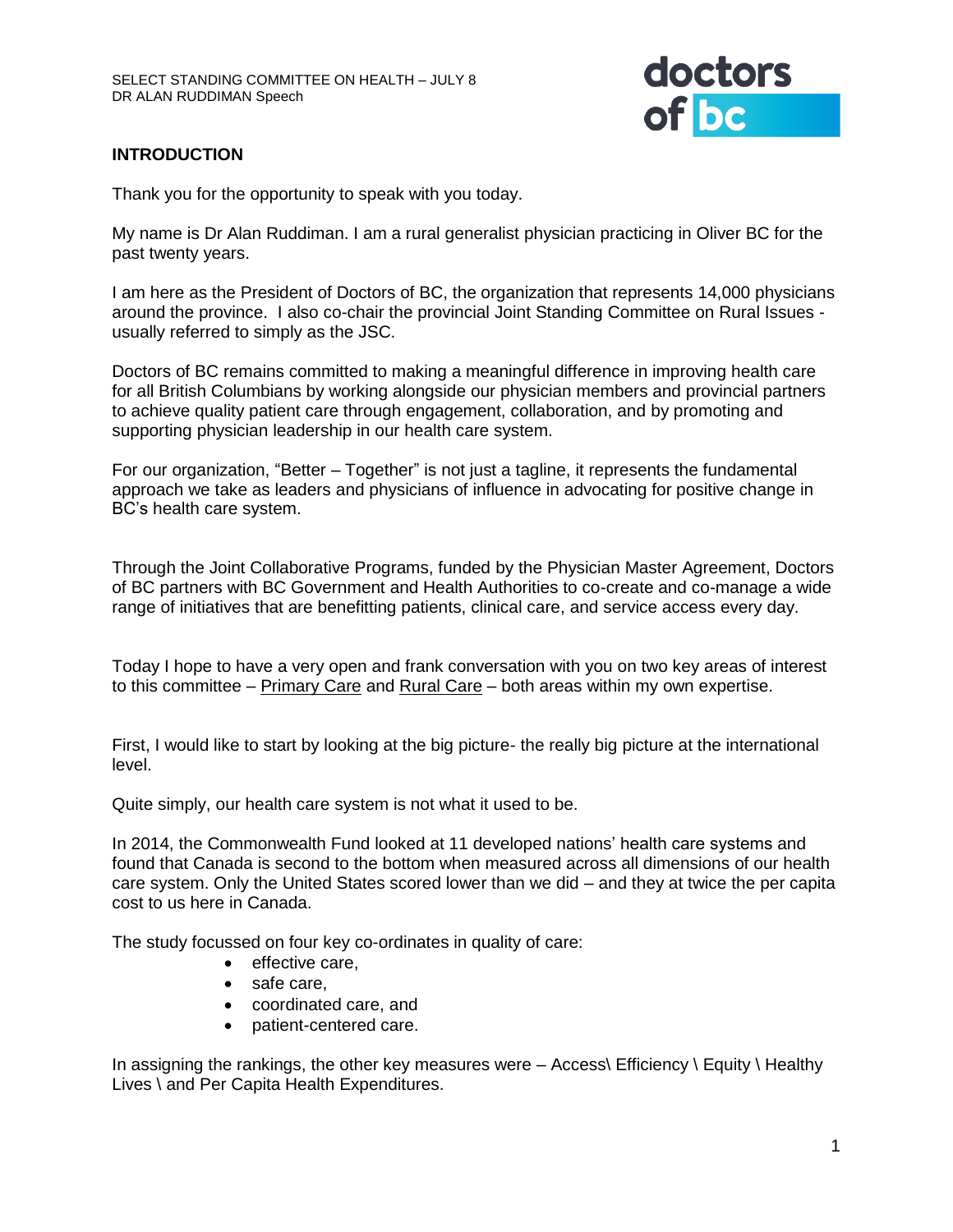SELECT STANDING COMMITTEE ON HEALTH – JULY 8
DR ALAN RUDDIMAN Speech

## INTRODUCTION

Thank you for the opportunity to speak with you today.

My name is Dr Alan Ruddiman. I am a rural generalist physician practicing in Oliver BC for the past twenty years.

I am here as the President of Doctors of BC, the organization that represents 14,000 physicians around the province. I also co-chair the provincial Joint Standing Committee on Rural Issues - usually referred to simply as the JSC.

Doctors of BC remains committed to making a meaningful difference in improving health care for all British Columbians by working alongside our physician members and provincial partners to achieve quality patient care through engagement, collaboration, and by promoting and supporting physician leadership in our health care system.

For our organization, "Better – Together" is not just a tagline, it represents the fundamental approach we take as leaders and physicians of influence in advocating for positive change in BC's health care system.

Through the Joint Collaborative Programs, funded by the Physician Master Agreement, Doctors of BC partners with BC Government and Health Authorities to co-create and co-manage a wide range of initiatives that are benefitting patients, clinical care, and service access every day.

Today I hope to have a very open and frank conversation with you on two key areas of interest to this committee – <u>Primary Care</u> and <u>Rural Care</u> – both areas within my own expertise.

First, I would like to start by looking at the big picture- the really big picture at the international level.

Quite simply, our health care system is not what it used to be.

In 2014, the Commonwealth Fund looked at 11 developed nations' health care systems and found that Canada is second to the bottom when measured across all dimensions of our health care system. Only the United States scored lower than we did – and they at twice the per capita cost to us here in Canada.

The study focussed on four key co-ordinates in quality of care:

- effective care,
- safe care,
- coordinated care, and
- patient-centered care.

In assigning the rankings, the other key measures were – Access\ Efficiency \ Equity \ Healthy Lives \ and Per Capita Health Expenditures.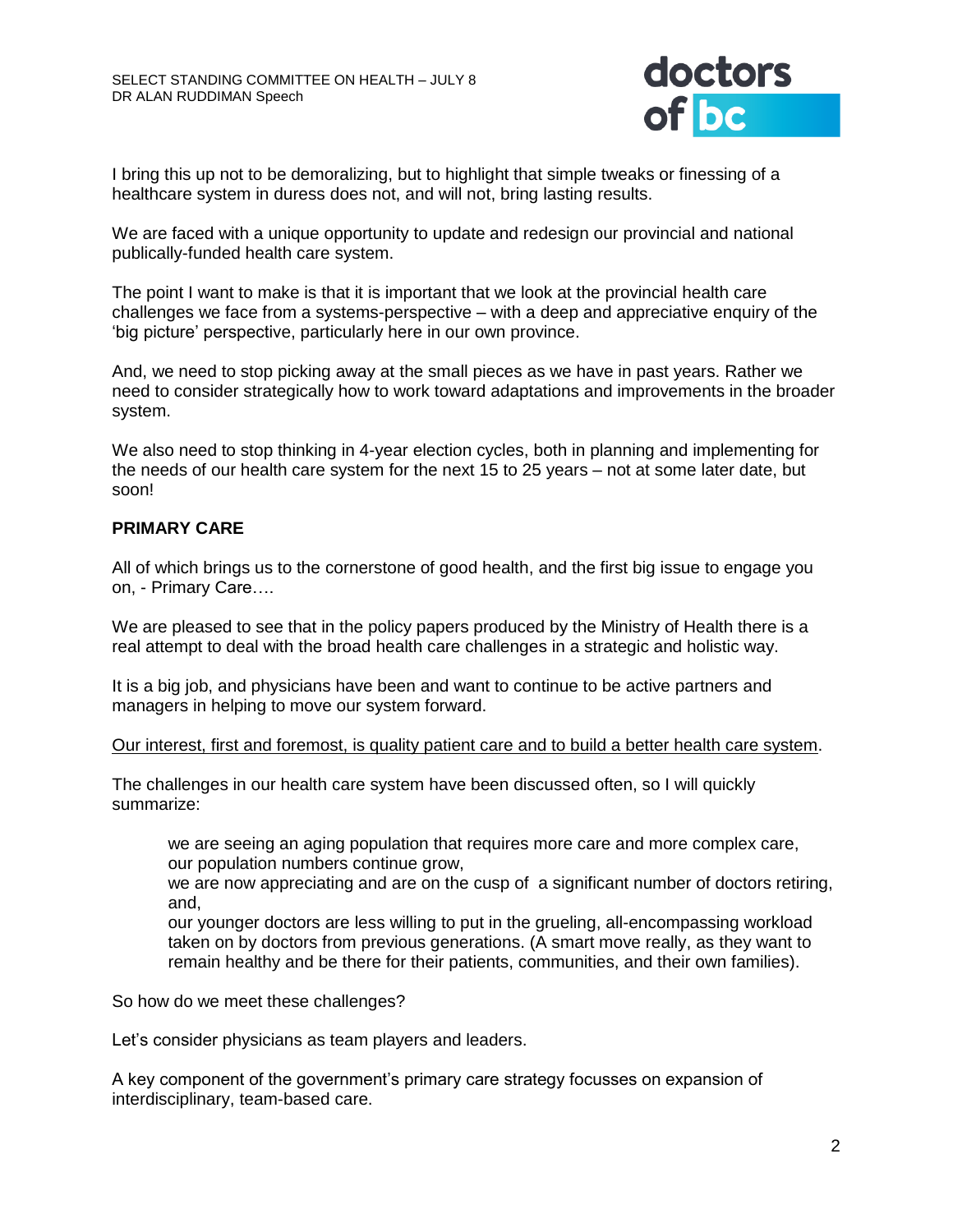I bring this up not to be demoralizing, but to highlight that simple tweaks or finessing of a healthcare system in duress does not, and will not, bring lasting results.

We are faced with a unique opportunity to update and redesign our provincial and national publically-funded health care system.

The point I want to make is that it is important that we look at the provincial health care challenges we face from a systems-perspective – with a deep and appreciative enquiry of the 'big picture' perspective, particularly here in our own province.

And, we need to stop picking away at the small pieces as we have in past years. Rather we need to consider strategically how to work toward adaptations and improvements in the broader system.

We also need to stop thinking in 4-year election cycles, both in planning and implementing for the needs of our health care system for the next 15 to 25 years – not at some later date, but soon!

**PRIMARY CARE**

All of which brings us to the cornerstone of good health, and the first big issue to engage you on, - Primary Care….

We are pleased to see that in the policy papers produced by the Ministry of Health there is a real attempt to deal with the broad health care challenges in a strategic and holistic way.

It is a big job, and physicians have been and want to continue to be active partners and managers in helping to move our system forward.

<u>Our interest, first and foremost, is quality patient care and to build a better health care system</u>.

The challenges in our health care system have been discussed often, so I will quickly summarize:

> we are seeing an aging population that requires more care and more complex care,
> our population numbers continue grow,
> we are now appreciating and are on the cusp of a significant number of doctors retiring, and,
> our younger doctors are less willing to put in the grueling, all-encompassing workload taken on by doctors from previous generations. (A smart move really, as they want to remain healthy and be there for their patients, communities, and their own families).

So how do we meet these challenges?

Let's consider physicians as team players and leaders.

A key component of the government's primary care strategy focusses on expansion of interdisciplinary, team-based care.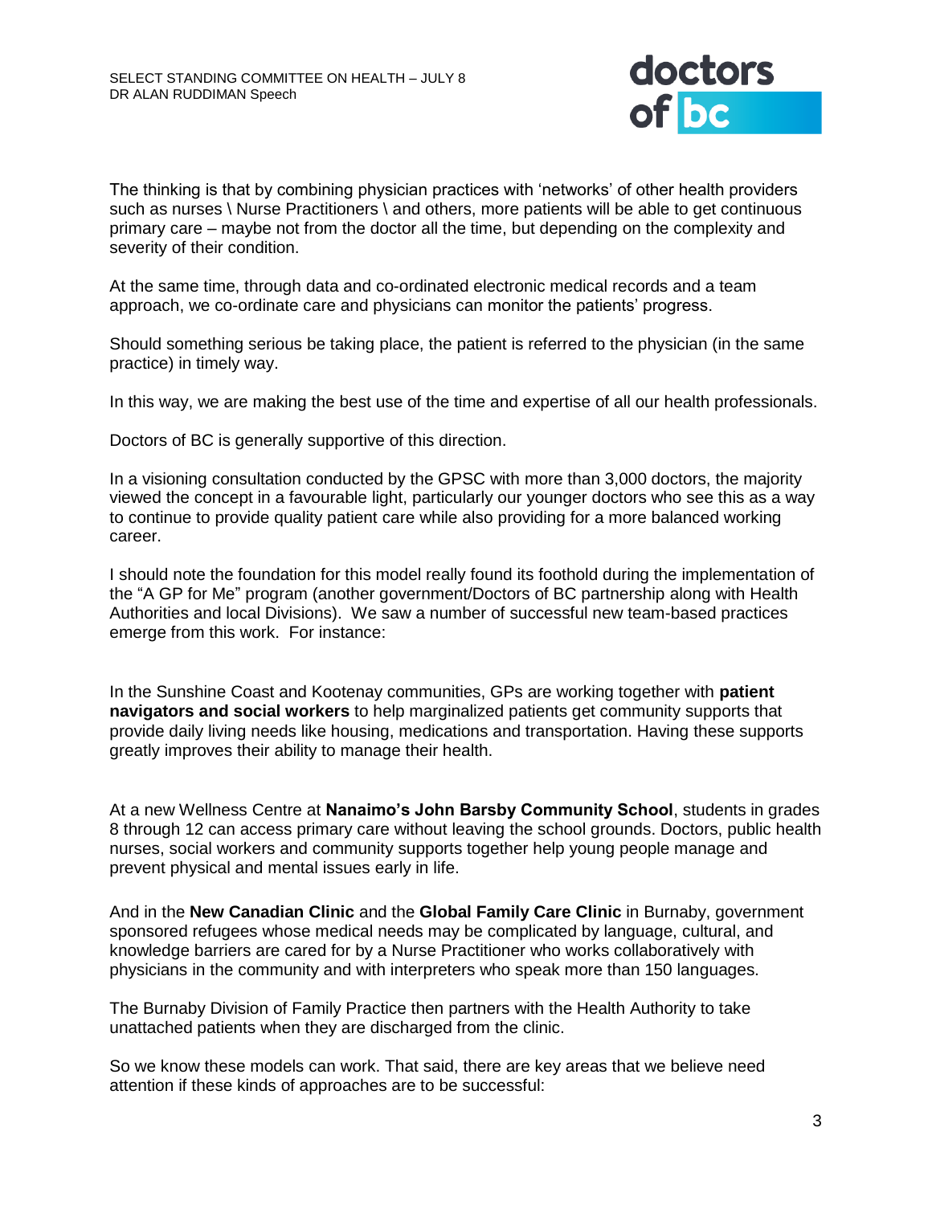The thinking is that by combining physician practices with 'networks' of other health providers such as nurses \ Nurse Practitioners \ and others, more patients will be able to get continuous primary care – maybe not from the doctor all the time, but depending on the complexity and severity of their condition.

At the same time, through data and co-ordinated electronic medical records and a team approach, we co-ordinate care and physicians can monitor the patients' progress.

Should something serious be taking place, the patient is referred to the physician (in the same practice) in timely way.

In this way, we are making the best use of the time and expertise of all our health professionals.

Doctors of BC is generally supportive of this direction.

In a visioning consultation conducted by the GPSC with more than 3,000 doctors, the majority viewed the concept in a favourable light, particularly our younger doctors who see this as a way to continue to provide quality patient care while also providing for a more balanced working career.

I should note the foundation for this model really found its foothold during the implementation of the "A GP for Me" program (another government/Doctors of BC partnership along with Health Authorities and local Divisions). We saw a number of successful new team-based practices emerge from this work. For instance:

In the Sunshine Coast and Kootenay communities, GPs are working together with **patient navigators and social workers** to help marginalized patients get community supports that provide daily living needs like housing, medications and transportation. Having these supports greatly improves their ability to manage their health.

At a new Wellness Centre at **Nanaimo's John Barsby Community School**, students in grades 8 through 12 can access primary care without leaving the school grounds. Doctors, public health nurses, social workers and community supports together help young people manage and prevent physical and mental issues early in life.

And in the **New Canadian Clinic** and the **Global Family Care Clinic** in Burnaby, government sponsored refugees whose medical needs may be complicated by language, cultural, and knowledge barriers are cared for by a Nurse Practitioner who works collaboratively with physicians in the community and with interpreters who speak more than 150 languages.

The Burnaby Division of Family Practice then partners with the Health Authority to take unattached patients when they are discharged from the clinic.

So we know these models can work. That said, there are key areas that we believe need attention if these kinds of approaches are to be successful: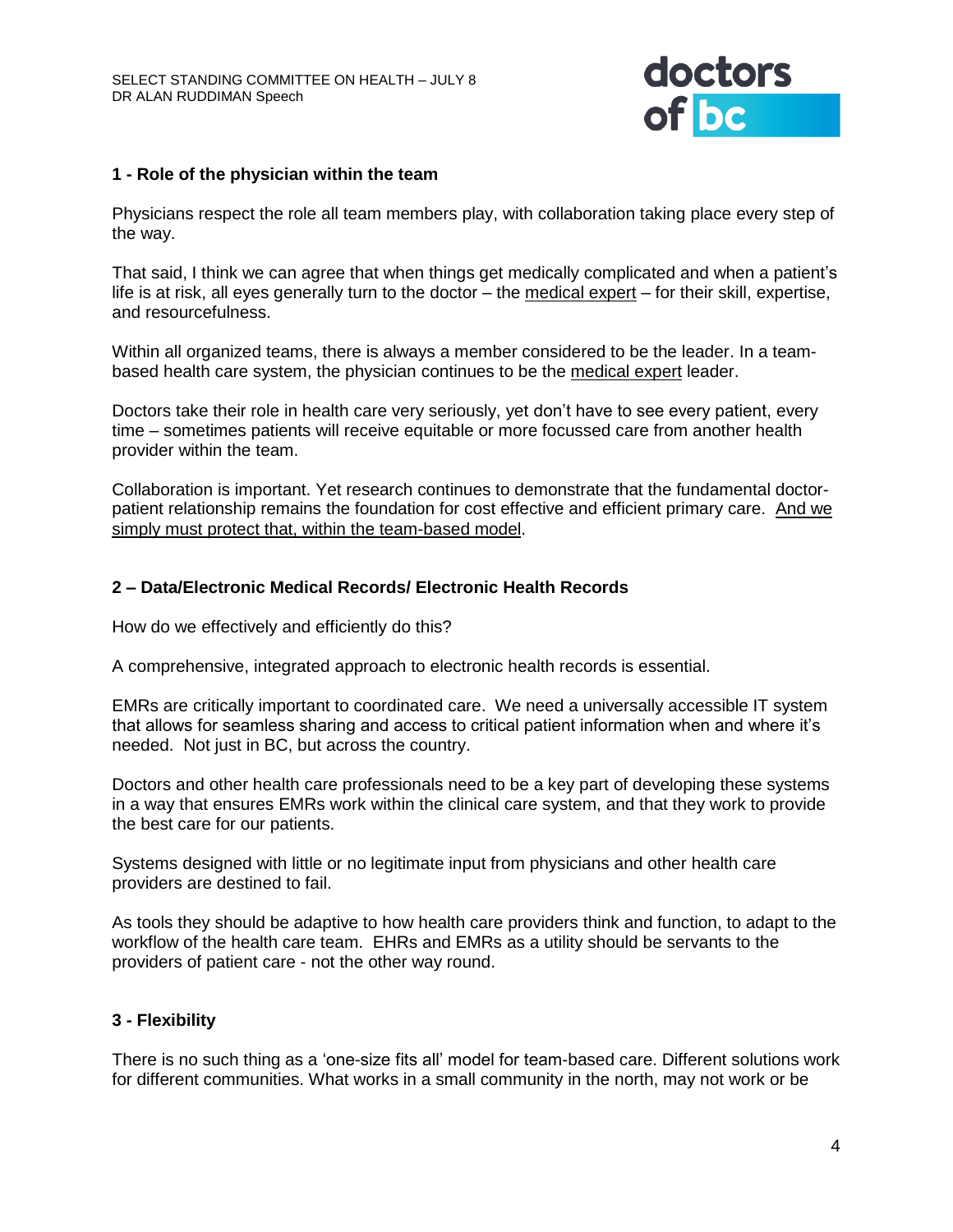## 1 - Role of the physician within the team

Physicians respect the role all team members play, with collaboration taking place every step of the way.

That said, I think we can agree that when things get medically complicated and when a patient's life is at risk, all eyes generally turn to the doctor – the medical expert – for their skill, expertise, and resourcefulness.

Within all organized teams, there is always a member considered to be the leader. In a team-based health care system, the physician continues to be the medical expert leader.

Doctors take their role in health care very seriously, yet don't have to see every patient, every time – sometimes patients will receive equitable or more focussed care from another health provider within the team.

Collaboration is important. Yet research continues to demonstrate that the fundamental doctor-patient relationship remains the foundation for cost effective and efficient primary care. And we simply must protect that, within the team-based model.

## 2 – Data/Electronic Medical Records/ Electronic Health Records

How do we effectively and efficiently do this?

A comprehensive, integrated approach to electronic health records is essential.

EMRs are critically important to coordinated care. We need a universally accessible IT system that allows for seamless sharing and access to critical patient information when and where it's needed. Not just in BC, but across the country.

Doctors and other health care professionals need to be a key part of developing these systems in a way that ensures EMRs work within the clinical care system, and that they work to provide the best care for our patients.

Systems designed with little or no legitimate input from physicians and other health care providers are destined to fail.

As tools they should be adaptive to how health care providers think and function, to adapt to the workflow of the health care team. EHRs and EMRs as a utility should be servants to the providers of patient care - not the other way round.

## 3 - Flexibility

There is no such thing as a 'one-size fits all' model for team-based care. Different solutions work for different communities. What works in a small community in the north, may not work or be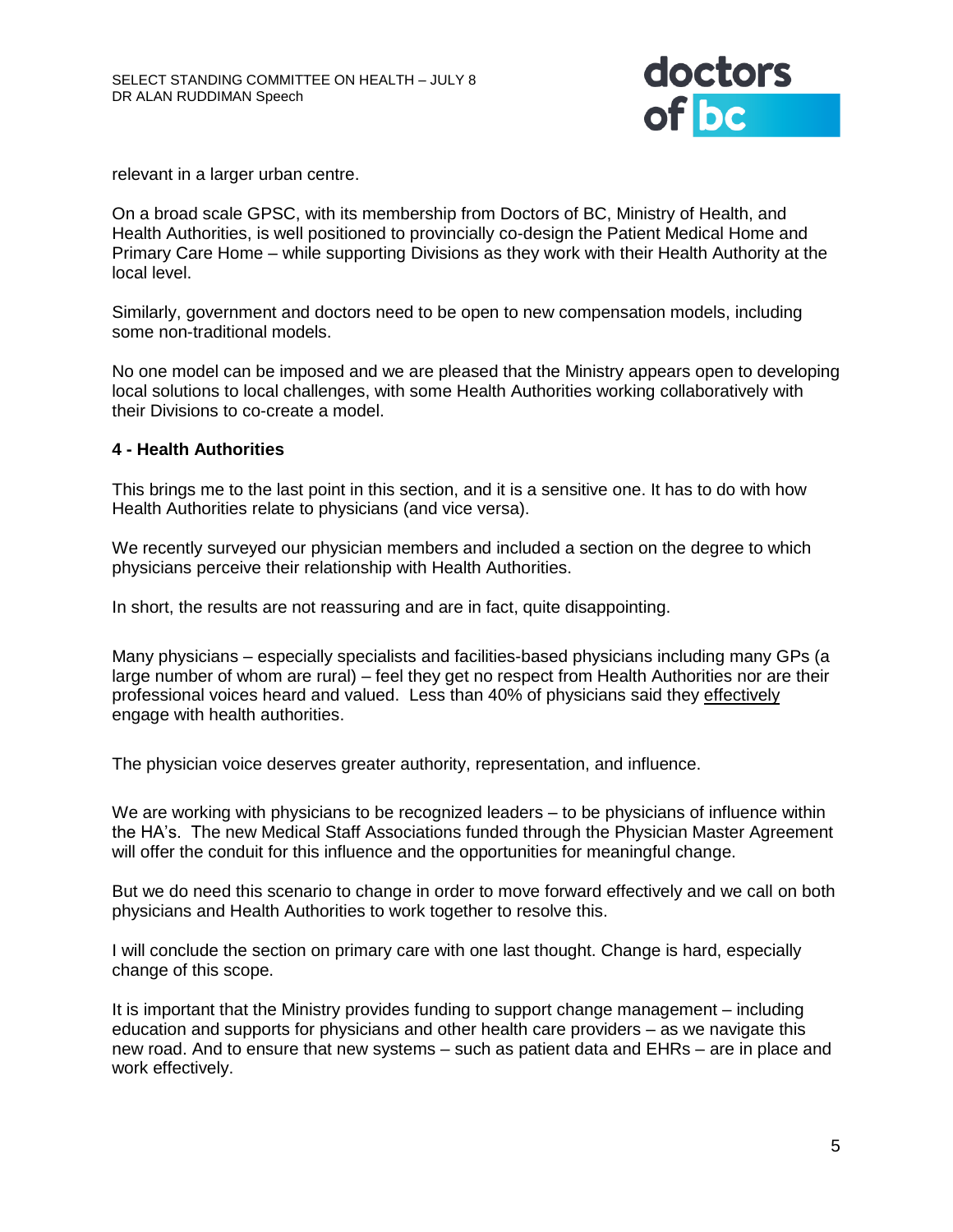relevant in a larger urban centre.

On a broad scale GPSC, with its membership from Doctors of BC, Ministry of Health, and Health Authorities, is well positioned to provincially co-design the Patient Medical Home and Primary Care Home – while supporting Divisions as they work with their Health Authority at the local level.

Similarly, government and doctors need to be open to new compensation models, including some non-traditional models.

No one model can be imposed and we are pleased that the Ministry appears open to developing local solutions to local challenges, with some Health Authorities working collaboratively with their Divisions to co-create a model.

**4 - Health Authorities**

This brings me to the last point in this section, and it is a sensitive one. It has to do with how Health Authorities relate to physicians (and vice versa).

We recently surveyed our physician members and included a section on the degree to which physicians perceive their relationship with Health Authorities.

In short, the results are not reassuring and are in fact, quite disappointing.

Many physicians – especially specialists and facilities-based physicians including many GPs (a large number of whom are rural) – feel they get no respect from Health Authorities nor are their professional voices heard and valued. Less than 40% of physicians said they effectively engage with health authorities.

The physician voice deserves greater authority, representation, and influence.

We are working with physicians to be recognized leaders – to be physicians of influence within the HA's. The new Medical Staff Associations funded through the Physician Master Agreement will offer the conduit for this influence and the opportunities for meaningful change.

But we do need this scenario to change in order to move forward effectively and we call on both physicians and Health Authorities to work together to resolve this.

I will conclude the section on primary care with one last thought. Change is hard, especially change of this scope.

It is important that the Ministry provides funding to support change management – including education and supports for physicians and other health care providers – as we navigate this new road. And to ensure that new systems – such as patient data and EHRs – are in place and work effectively.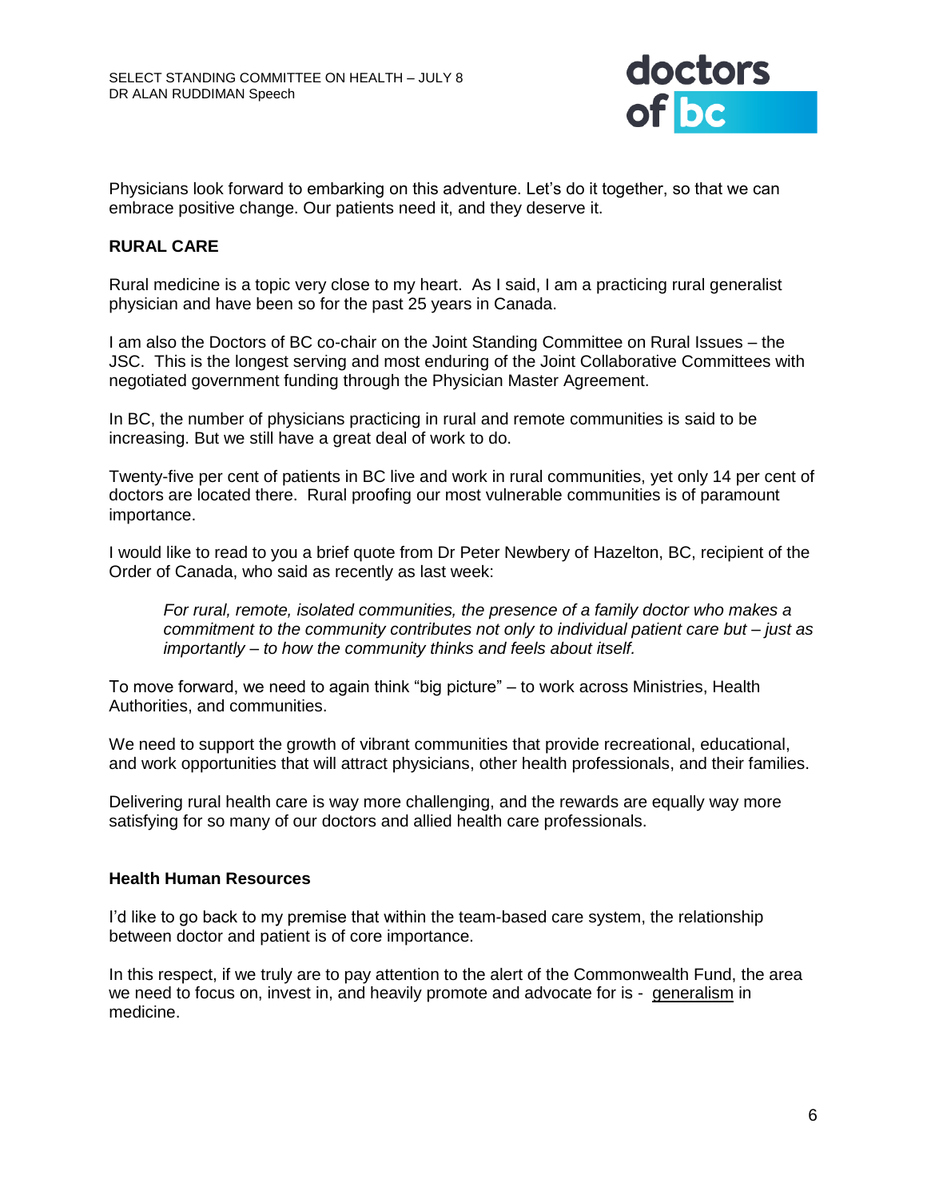Physicians look forward to embarking on this adventure. Let's do it together, so that we can embrace positive change. Our patients need it, and they deserve it.

## RURAL CARE

Rural medicine is a topic very close to my heart. As I said, I am a practicing rural generalist physician and have been so for the past 25 years in Canada.

I am also the Doctors of BC co-chair on the Joint Standing Committee on Rural Issues – the JSC. This is the longest serving and most enduring of the Joint Collaborative Committees with negotiated government funding through the Physician Master Agreement.

In BC, the number of physicians practicing in rural and remote communities is said to be increasing. But we still have a great deal of work to do.

Twenty-five per cent of patients in BC live and work in rural communities, yet only 14 per cent of doctors are located there. Rural proofing our most vulnerable communities is of paramount importance.

I would like to read to you a brief quote from Dr Peter Newbery of Hazelton, BC, recipient of the Order of Canada, who said as recently as last week:

> *For rural, remote, isolated communities, the presence of a family doctor who makes a commitment to the community contributes not only to individual patient care but – just as importantly – to how the community thinks and feels about itself.*

To move forward, we need to again think "big picture" – to work across Ministries, Health Authorities, and communities.

We need to support the growth of vibrant communities that provide recreational, educational, and work opportunities that will attract physicians, other health professionals, and their families.

Delivering rural health care is way more challenging, and the rewards are equally way more satisfying for so many of our doctors and allied health care professionals.

## Health Human Resources

I'd like to go back to my premise that within the team-based care system, the relationship between doctor and patient is of core importance.

In this respect, if we truly are to pay attention to the alert of the Commonwealth Fund, the area we need to focus on, invest in, and heavily promote and advocate for is - <u>generalism</u> in medicine.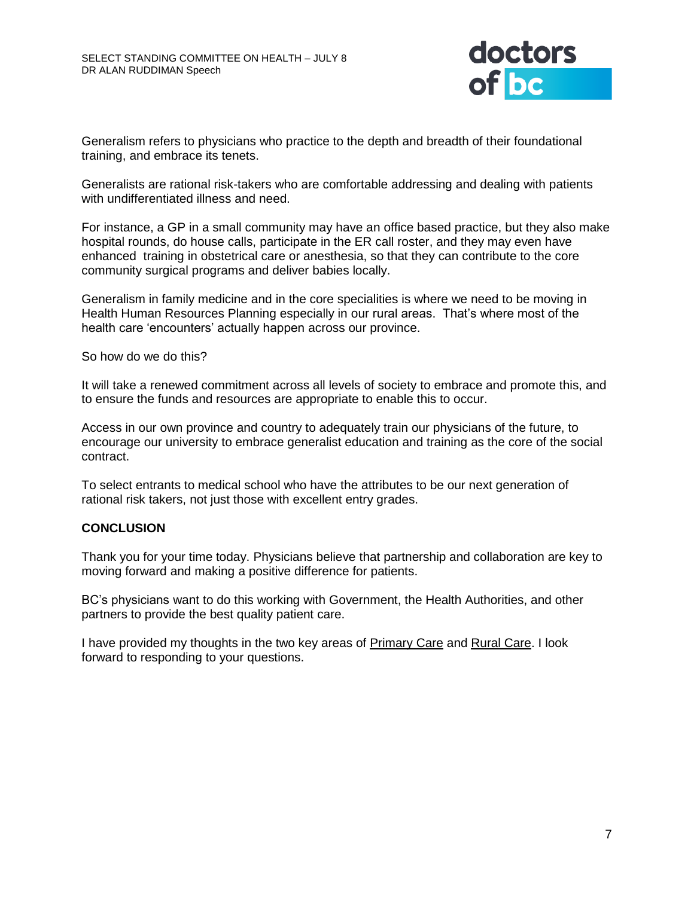Generalism refers to physicians who practice to the depth and breadth of their foundational training, and embrace its tenets.

Generalists are rational risk-takers who are comfortable addressing and dealing with patients with undifferentiated illness and need.

For instance, a GP in a small community may have an office based practice, but they also make hospital rounds, do house calls, participate in the ER call roster, and they may even have enhanced training in obstetrical care or anesthesia, so that they can contribute to the core community surgical programs and deliver babies locally.

Generalism in family medicine and in the core specialities is where we need to be moving in Health Human Resources Planning especially in our rural areas. That's where most of the health care 'encounters' actually happen across our province.

So how do we do this?

It will take a renewed commitment across all levels of society to embrace and promote this, and to ensure the funds and resources are appropriate to enable this to occur.

Access in our own province and country to adequately train our physicians of the future, to encourage our university to embrace generalist education and training as the core of the social contract.

To select entrants to medical school who have the attributes to be our next generation of rational risk takers, not just those with excellent entry grades.

**CONCLUSION**

Thank you for your time today. Physicians believe that partnership and collaboration are key to moving forward and making a positive difference for patients.

BC's physicians want to do this working with Government, the Health Authorities, and other partners to provide the best quality patient care.

I have provided my thoughts in the two key areas of Primary Care and Rural Care. I look forward to responding to your questions.